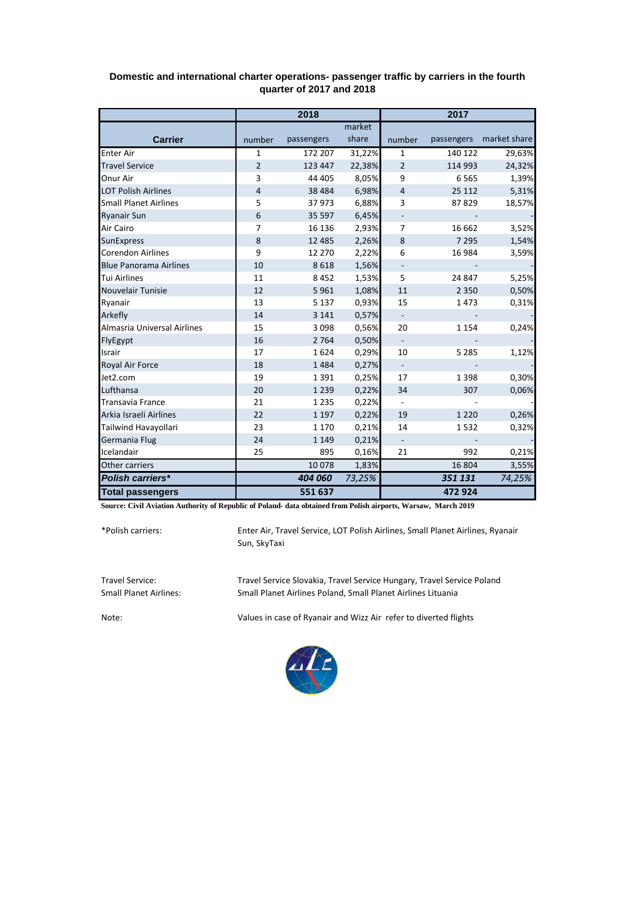**Domestic and international charter operations- passenger traffic by carriers in the fourth quarter of 2017 and 2018**

| Carrier | 2018 | | | 2017 | | |
|---|---|---|---|---|---|---|
| | number | passengers | market share | number | passengers | market share |
| Enter Air | 1 | 172 207 | 31,22% | 1 | 140 122 | 29,63% |
| Travel Service | 2 | 123 447 | 22,38% | 2 | 114 993 | 24,32% |
| Onur Air | 3 | 44 405 | 8,05% | 9 | 6 565 | 1,39% |
| LOT Polish Airlines | 4 | 38 484 | 6,98% | 4 | 25 112 | 5,31% |
| Small Planet Airlines | 5 | 37 973 | 6,88% | 3 | 87 829 | 18,57% |
| Ryanair Sun | 6 | 35 597 | 6,45% | - | - | - |
| Air Cairo | 7 | 16 136 | 2,93% | 7 | 16 662 | 3,52% |
| SunExpress | 8 | 12 485 | 2,26% | 8 | 7 295 | 1,54% |
| Corendon Airlines | 9 | 12 270 | 2,22% | 6 | 16 984 | 3,59% |
| Blue Panorama Airlines | 10 | 8 618 | 1,56% | - | - | - |
| Tui Airlines | 11 | 8 452 | 1,53% | 5 | 24 847 | 5,25% |
| Nouvelair Tunisie | 12 | 5 961 | 1,08% | 11 | 2 350 | 0,50% |
| Ryanair | 13 | 5 137 | 0,93% | 15 | 1 473 | 0,31% |
| Arkefly | 14 | 3 141 | 0,57% | - | - | - |
| Almasria Universal Airlines | 15 | 3 098 | 0,56% | 20 | 1 154 | 0,24% |
| FlyEgypt | 16 | 2 764 | 0,50% | - | - | - |
| Israir | 17 | 1 624 | 0,29% | 10 | 5 285 | 1,12% |
| Royal Air Force | 18 | 1 484 | 0,27% | - | - | - |
| Jet2.com | 19 | 1 391 | 0,25% | 17 | 1 398 | 0,30% |
| Lufthansa | 20 | 1 239 | 0,22% | 34 | 307 | 0,06% |
| Transavia France | 21 | 1 235 | 0,22% | - | - | - |
| Arkia Israeli Airlines | 22 | 1 197 | 0,22% | 19 | 1 220 | 0,26% |
| Tailwind Havayollari | 23 | 1 170 | 0,21% | 14 | 1 532 | 0,32% |
| Germania Flug | 24 | 1 149 | 0,21% | - | - | - |
| Icelandair | 25 | 895 | 0,16% | 21 | 992 | 0,21% |
| Other carriers | | 10 078 | 1,83% | | 16 804 | 3,55% |
| ***Polish carriers**** | | ***404 060*** | *73,25%* | | ***351 131*** | *74,25%* |
| **Total passengers** | | **551 637** | | | **472 924** | |

**Source: Civil Aviation Authority of Republic of Poland- data obtained from Polish airports, Warsaw, March 2019**

*Polish carriers: Enter Air, Travel Service, LOT Polish Airlines, Small Planet Airlines, Ryanair Sun, SkyTaxi

Travel Service: Travel Service Slovakia, Travel Service Hungary, Travel Service Poland

Small Planet Airlines: Small Planet Airlines Poland, Small Planet Airlines Lituania

Note: Values in case of Ryanair and Wizz Air refer to diverted flights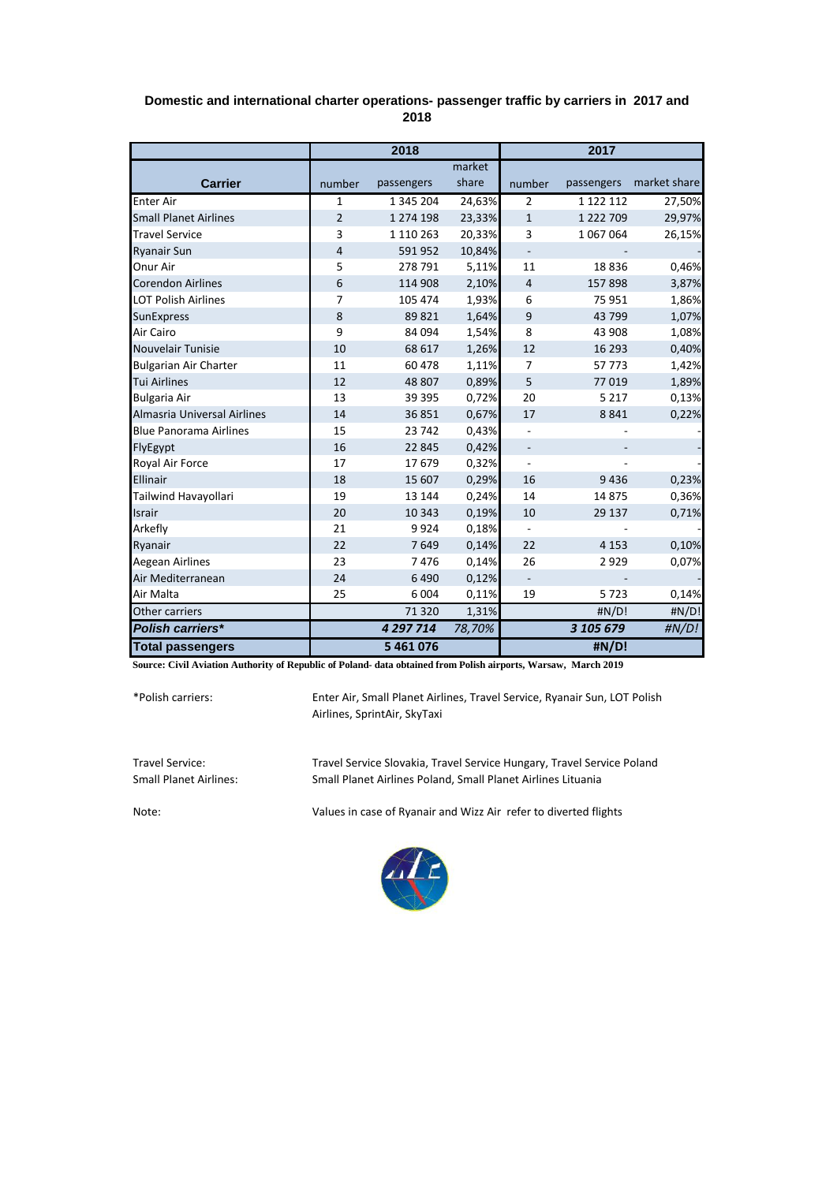**Domestic and international charter operations- passenger traffic by carriers in 2017 and 2018**

| | 2018 | | | 2017 | | |
|---|---|---|---|---|---|---|
| **Carrier** | number | passengers | market share | number | passengers | market share |
| Enter Air | 1 | 1 345 204 | 24,63% | 2 | 1 122 112 | 27,50% |
| Small Planet Airlines | 2 | 1 274 198 | 23,33% | 1 | 1 222 709 | 29,97% |
| Travel Service | 3 | 1 110 263 | 20,33% | 3 | 1 067 064 | 26,15% |
| Ryanair Sun | 4 | 591 952 | 10,84% | - | - | - |
| Onur Air | 5 | 278 791 | 5,11% | 11 | 18 836 | 0,46% |
| Corendon Airlines | 6 | 114 908 | 2,10% | 4 | 157 898 | 3,87% |
| LOT Polish Airlines | 7 | 105 474 | 1,93% | 6 | 75 951 | 1,86% |
| SunExpress | 8 | 89 821 | 1,64% | 9 | 43 799 | 1,07% |
| Air Cairo | 9 | 84 094 | 1,54% | 8 | 43 908 | 1,08% |
| Nouvelair Tunisie | 10 | 68 617 | 1,26% | 12 | 16 293 | 0,40% |
| Bulgarian Air Charter | 11 | 60 478 | 1,11% | 7 | 57 773 | 1,42% |
| Tui Airlines | 12 | 48 807 | 0,89% | 5 | 77 019 | 1,89% |
| Bulgaria Air | 13 | 39 395 | 0,72% | 20 | 5 217 | 0,13% |
| Almasria Universal Airlines | 14 | 36 851 | 0,67% | 17 | 8 841 | 0,22% |
| Blue Panorama Airlines | 15 | 23 742 | 0,43% | - | - | - |
| FlyEgypt | 16 | 22 845 | 0,42% | - | - | - |
| Royal Air Force | 17 | 17 679 | 0,32% | - | - | - |
| Ellinair | 18 | 15 607 | 0,29% | 16 | 9 436 | 0,23% |
| Tailwind Havayollari | 19 | 13 144 | 0,24% | 14 | 14 875 | 0,36% |
| Israir | 20 | 10 343 | 0,19% | 10 | 29 137 | 0,71% |
| Arkefly | 21 | 9 924 | 0,18% | - | - | - |
| Ryanair | 22 | 7 649 | 0,14% | 22 | 4 153 | 0,10% |
| Aegean Airlines | 23 | 7 476 | 0,14% | 26 | 2 929 | 0,07% |
| Air Mediterranean | 24 | 6 490 | 0,12% | - | - | - |
| Air Malta | 25 | 6 004 | 0,11% | 19 | 5 723 | 0,14% |
| Other carriers | | 71 320 | 1,31% | | #N/D! | #N/D! |
| ***Polish carriers**** | | ***4 297 714*** | ***78,70%*** | | ***3 105 679*** | ***#N/D!*** |
| **Total passengers** | | **5 461 076** | | | **#N/D!** | |

**Source: Civil Aviation Authority of Republic of Poland- data obtained from Polish airports, Warsaw, March 2019**

*Polish carriers: Enter Air, Small Planet Airlines, Travel Service, Ryanair Sun, LOT Polish Airlines, SprintAir, SkyTaxi

Travel Service: Travel Service Slovakia, Travel Service Hungary, Travel Service Poland

Small Planet Airlines: Small Planet Airlines Poland, Small Planet Airlines Lituania

Note: Values in case of Ryanair and Wizz Air refer to diverted flights